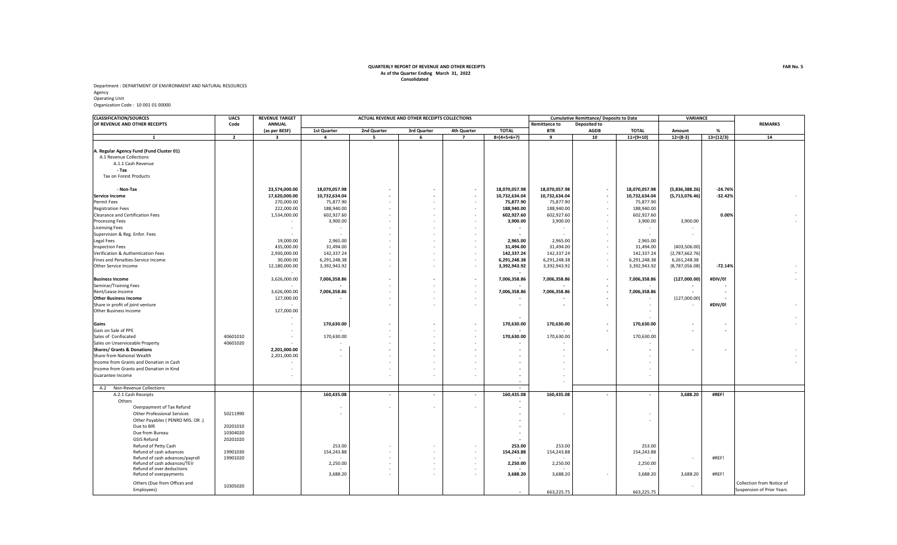**QUARTERLY REPORT OF REVENUE AND OTHER RECEIPTS**
**As of the Quarter Ending March 31, 2022**
**Consolidated**

FAR No. 5

Department : DEPARTMENT OF ENVIRONMENT AND NATURAL RESOURCES
Agency
Operating Unit
Organization Code : 10 001 01 00000

| CLASSIFICATION/SOURCES OF REVENUE AND OTHER RECEIPTS | UACS Code | REVENUE TARGET ANNUAL (as per BESF) | ACTUAL REVENUE AND OTHER RECEIPTS COLLECTIONS | | | | | Cumulative Remittance/ Deposits to Date | | | VARIANCE | | REMARKS |
|---|---|---|---|---|---|---|---|---|---|---|---|---|---|
| | | | 1st Quarter | 2nd Quarter | 3rd Quarter | 4th Quarter | TOTAL | Remittance to BTR | Deposited to AGDB | TOTAL | Amount | % | |
| 1 | 2 | 3 | 4 | 5 | 6 | 7 | 8=(4+5+6+7) | 9 | 10 | 11=(9+10) | 12=(8-3) | 13=(12/3) | 14 |
| **A. Regular Agency Fund (Fund Cluster 01)** | | | | | | | | | | | | | |
| A.1 Revenue Collections | | | | | | | | | | | | | |
| A.1.1 Cash Revenue | | | | | | | | | | | | | |
| **- Tax** | | | | | | | | | | | | | |
| Tax on Forest Products | | | | | | | | | | | | | |
| **- Non-Tax** | | **23,574,000.00** | **18,070,057.98** | **-** | **-** | **-** | **18,070,057.98** | **18,070,057.98** | **-** | **18,070,057.98** | **(5,836,388.26)** | **-24.76%** | |
| **Service Income** | | **17,620,000.00** | **10,732,634.04** | **-** | **-** | **-** | **10,732,634.04** | **10,732,634.04** | **-** | **10,732,634.04** | **(5,713,076.46)** | **-32.42%** | - |
| Permit Fees | | 270,000.00 | 75,877.90 | - | - | - | **75,877.90** | 75,877.90 | - | 75,877.90 | | | |
| Registration Fees | | 222,000.00 | 188,940.00 | - | - | - | **188,940.00** | 188,940.00 | - | 188,940.00 | | | |
| Clearance and Certification Fees | | 1,534,000.00 | 602,927.60 | - | - | - | **602,927.60** | 602,927.60 | - | 602,927.60 | | **0.00%** | - |
| Processing Fees | | - | 3,900.00 | - | - | - | **3,900.00** | 3,900.00 | - | 3,900.00 | 3,900.00 | | - |
| Licensing Fees | | - | - | - | - | - | **-** | - | - | - | - | | |
| Supervision & Reg. Enfor. Fees | | - | - | - | - | - | | - | - | - | - | | |
| Legal Fees | | 19,000.00 | 2,965.00 | - | - | - | **2,965.00** | 2,965.00 | - | 2,965.00 | | | |
| Inspection Fees | | 435,000.00 | 31,494.00 | - | - | - | **31,494.00** | 31,494.00 | - | 31,494.00 | (403,506.00) | | |
| Verification & Authentication Fees | | 2,930,000.00 | 142,337.24 | - | - | - | **142,337.24** | 142,337.24 | - | 142,337.24 | (2,787,662.76) | | |
| Fines and Penalties-Service Income | | 30,000.00 | 6,291,248.38 | - | - | - | **6,291,248.38** | 6,291,248.38 | - | 6,291,248.38 | 6,261,248.38 | | |
| Other Service Income | | 12,180,000.00 | 3,392,943.92 | - | - | - | **3,392,943.92** | 3,392,943.92 | - | 3,392,943.92 | (8,787,056.08) | **-72.14%** | - |
| | | - | | | | | - | | | | | | - |
| **Business Income** | | 3,626,000.00 | **7,006,358.86** | **-** | **-** | **-** | **7,006,358.86** | **7,006,358.86** | **-** | **7,006,358.86** | **(127,000.00)** | **#DIV/0!** | - |
| Seminar/Training Fees | | - | | - | - | - | - | - | - | - | - | - | |
| Rent/Lease Income | | 3,626,000.00 | 7,006,358.86 | - | - | - | **7,006,358.86** | 7,006,358.86 | - | **7,006,358.86** | - | - | |
| **Other Business Income** | | 127,000.00 | - | - | - | - | - | - | - | - | (127,000.00) | - | |
| Share in profit of joint venture | | - | | - | - | - | - | - | - | - | - | **#DIV/0!** | - |
| Other Business Income | | 127,000.00 | | | | | | | | - | | | |
| | | - | | | | | - | | | - | | | - |
| **Gains** | | - | **170,630.00** | **-** | **-** | **-** | **170,630.00** | **170,630.00** | **-** | **170,630.00** | **-** | **-** | - |
| Gain on Sale of PPE | | - | - | - | - | - | - | - | - | - | - | - | |
| Sales of Confiscated | 40601010 | - | 170,630.00 | - | - | - | **170,630.00** | 170,630.00 | | 170,630.00 | | | |
| Sales on Unserviceable Property | 40601020 | - | - | - | - | - | - | - | | - | | | |
| **Shares/ Grants & Donations** | | **2,201,000.00** | **-** | **-** | **-** | **-** | **-** | **-** | **-** | **-** | **-** | **-** | - |
| Share from National Wealth | | 2,201,000.00 | - | - | - | - | - | - | | - | | | - |
| Income from Grants and Donation in Cash | | - | | - | - | - | - | - | | - | | | - |
| Income from Grants and Donation in Kind | | - | | - | - | - | - | - | | - | | | |
| Guarantee Income | | - | | - | - | - | - | - | | - | | | |
| | | | | | | | - | - | | | | | |
| A.2 Non-Revenue Collections | | | | | | | - | | | | | | |
| A.2.1 Cash Receipts | | | **160,435.08** | **-** | **-** | **-** | **160,435.08** | **160,435.08** | **-** | **-** | **3,688.20** | **#REF!** | |
| Others | | | | | | | - | | | | | | |
| Overpayment of Tax Refund | | | - | - | - | - | - | | | | | | |
| Other Professional Services | 50211990 | | - | | | | - | - | | - | | | |
| Other Payables ( PENRO MIS. OR .) | | | | | | | - | | | - | | | |
| Due to BIR | 20201010 | | | | | | - | | | | | | |
| Due from Bureau | 10304020 | | | | | | - | | | | | | |
| GSIS Refund | 20201020 | | | | | | - | | | | | | |
| Refund of Petty Cash | | | 253.00 | - | - | - | **253.00** | 253.00 | | 253.00 | | | |
| Refund of cash advances | 19901030 | | 154,243.88 | - | - | - | **154,243.88** | 154,243.88 | | 154,243.88 | | | |
| Refund of cash advances/payroll | 19901020 | | - | - | - | - | - | - | | - | - | #REF! | |
| Refund of cash advances/TEV | | | 2,250.00 | - | - | - | **2,250.00** | 2,250.00 | | 2,250.00 | | | |
| Refund of over deductions | | | - | - | - | - | - | | | | | | |
| Refund of overpayments | | | 3,688.20 | - | - | - | **3,688.20** | 3,688.20 | - | 3,688.20 | 3,688.20 | #REF! | |
| Others (Due from Offices and Employees) | 10305020 | | | | | | - | 663,225.75 | | 663,225.75 | - | | Collection from Notice of Suspension of Prior Years |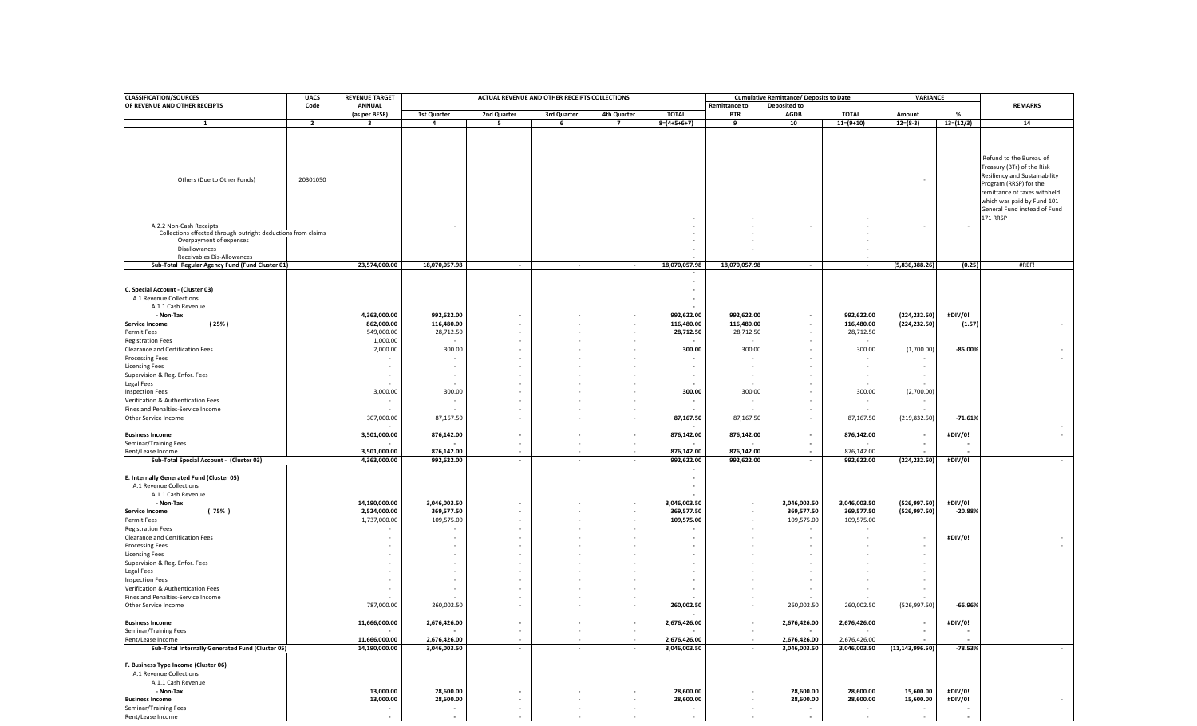| CLASSIFICATION/SOURCES OF REVENUE AND OTHER RECEIPTS | UACS Code | REVENUE TARGET ANNUAL (as per BESF) | ACTUAL REVENUE AND OTHER RECEIPTS COLLECTIONS | | | | | Cumulative Remittance/ Deposits to Date | | | VARIANCE | | REMARKS |
|---|---|---|---|---|---|---|---|---|---|---|---|---|---|
| | | | 1st Quarter | 2nd Quarter | 3rd Quarter | 4th Quarter | TOTAL | Remittance to BTR | Deposited to AGDB | TOTAL | Amount | % | |
| 1 | 2 | 3 | 4 | 5 | 6 | 7 | 8=(4+5+6+7) | 9 | 10 | 11=(9+10) | 12=(8-3) | 13=(12/3) | 14 |
| Others (Due to Other Funds) | 20301050 | | | | | | | | | | - | | Refund to the Bureau of Treasury (BTr) of the Risk Resiliency and Sustainability Program (RRSP) for the remittance of taxes withheld which was paid by Fund 101 General Fund instead of Fund 171 RRSP |
| A.2.2 Non-Cash Receipts | | - | | | | | - | - | - | - | - | - | |
| Collections effected through outright deductions from claims | | | | | | | - | - | | - | | | |
| Overpayment of expenses | | | | | | | - | - | | - | | | |
| Disallowances | | | | | | | - | - | | - | | | |
| Receivables Dis-Allowances | | | | | | | - | | | - | | | |
| **Sub-Total Regular Agency Fund (Fund Cluster 01)** | | **23,574,000.00** | **18,070,057.98** | **-** | **-** | **-** | **18,070,057.98** | **18,070,057.98** | **-** | **-** | **(5,836,388.26)** | **(0.25)** | #REF! |
| | | | | | | | - | | | | | | |
| **C. Special Account - (Cluster 03)** | | | | | | | - | | | | | | |
| A.1 Revenue Collections | | | | | | | - | | | | | | |
| A.1.1 Cash Revenue | | | | | | | - | | | | | | |
| **- Non-Tax** | | **4,363,000.00** | **992,622.00** | **-** | **-** | **-** | **992,622.00** | **992,622.00** | **-** | **992,622.00** | **(224,232.50)** | **#DIV/0!** | |
| **Service Income (25%)** | | **862,000.00** | **116,480.00** | **-** | **-** | **-** | **116,480.00** | **116,480.00** | **-** | **116,480.00** | **(224,232.50)** | **(1.57)** | - |
| Permit Fees | | 549,000.00 | 28,712.50 | - | | - | **28,712.50** | 28,712.50 | - | 28,712.50 | | | |
| Registration Fees | | 1,000.00 | - | - | | - | **-** | - | - | - | | | |
| Clearance and Certification Fees | | 2,000.00 | 300.00 | - | | - | **300.00** | 300.00 | - | 300.00 | (1,700.00) | **-85.00%** | - |
| Processing Fees | | - | - | - | | - | **-** | - | - | - | - | | - |
| Licensing Fees | | - | - | - | | - | **-** | - | - | - | - | | |
| Supervision & Reg. Enfor. Fees | | - | - | - | | - | **-** | - | - | - | - | | |
| Legal Fees | | - | - | - | | - | **-** | - | - | - | - | | |
| Inspection Fees | | 3,000.00 | 300.00 | - | | - | **300.00** | 300.00 | - | 300.00 | (2,700.00) | | |
| Verification & Authentication Fees | | - | - | - | | - | **-** | - | - | - | - | | |
| Fines and Penalties-Service Income | | - | - | - | | - | **-** | - | - | - | - | | |
| Other Service Income | | 307,000.00 | 87,167.50 | - | | - | **87,167.50** | 87,167.50 | - | 87,167.50 | (219,832.50) | **-71.61%** | |
| | | - | | | | | - | | | | | | - |
| **Business Income** | | **3,501,000.00** | **876,142.00** | **-** | **-** | **-** | **876,142.00** | **876,142.00** | **-** | **876,142.00** | **-** | **#DIV/0!** | - |
| Seminar/Training Fees | | - | - | - | - | - | - | - | - | - | - | - | |
| Rent/Lease Income | | 3,501,000.00 | 876,142.00 | - | - | - | 876,142.00 | 876,142.00 | - | 876,142.00 | - | - | |
| **Sub-Total Special Account - (Cluster 03)** | | **4,363,000.00** | **992,622.00** | **-** | **-** | **-** | **992,622.00** | **992,622.00** | **-** | **992,622.00** | **(224,232.50)** | **#DIV/0!** | - |
| | | | | | | | - | | | | | | |
| **E. Internally Generated Fund (Cluster 05)** | | | | | | | - | | | | | | |
| A.1 Revenue Collections | | | | | | | - | | | | | | |
| A.1.1 Cash Revenue | | | | | | | - | | | | | | |
| **- Non-Tax** | | **14,190,000.00** | **3,046,003.50** | **-** | **-** | **-** | **3,046,003.50** | **-** | **3,046,003.50** | **3,046,003.50** | **(526,997.50)** | **#DIV/0!** | |
| **Service Income (75%)** | | **2,524,000.00** | **369,577.50** | **-** | **-** | **-** | **369,577.50** | **-** | **369,577.50** | **369,577.50** | **(526,997.50)** | **-20.88%** | |
| Permit Fees | | 1,737,000.00 | 109,575.00 | - | | - | **109,575.00** | - | 109,575.00 | 109,575.00 | | | |
| Registration Fees | | - | - | - | | - | **-** | - | - | - | | | |
| Clearance and Certification Fees | | - | - | - | | - | **-** | - | - | - | - | **#DIV/0!** | - |
| Processing Fees | | - | - | - | | - | **-** | - | - | - | - | | - |
| Licensing Fees | | - | - | - | | - | **-** | - | - | - | - | | |
| Supervision & Reg. Enfor. Fees | | - | - | - | | - | **-** | - | - | - | - | | |
| Legal Fees | | - | - | - | | - | **-** | - | - | - | - | | |
| Inspection Fees | | - | - | - | | - | **-** | - | - | - | - | | |
| Verification & Authentication Fees | | - | - | - | | - | **-** | - | - | - | - | | |
| Fines and Penalties-Service Income | | - | - | - | | - | **-** | - | - | - | - | | |
| Other Service Income | | 787,000.00 | 260,002.50 | - | | - | **260,002.50** | - | 260,002.50 | 260,002.50 | (526,997.50) | **-66.96%** | |
| **Business Income** | | **11,666,000.00** | **2,676,426.00** | **-** | **-** | **-** | **2,676,426.00** | **-** | **2,676,426.00** | **2,676,426.00** | **-** | **#DIV/0!** | |
| Seminar/Training Fees | | - | - | - | - | - | - | - | - | - | - | - | |
| Rent/Lease Income | | 11,666,000.00 | 2,676,426.00 | - | - | - | 2,676,426.00 | - | 2,676,426.00 | 2,676,426.00 | - | - | |
| **Sub-Total Internally Generated Fund (Cluster 05)** | | **14,190,000.00** | **3,046,003.50** | **-** | **-** | **-** | **3,046,003.50** | **-** | **3,046,003.50** | **3,046,003.50** | **(11,143,996.50)** | **-78.53%** | - |
| | | | | | | | | | | | | | |
| **F. Business Type Income (Cluster 06)** | | | | | | | | | | | | | |
| A.1 Revenue Collections | | | | | | | | | | | | | |
| A.1.1 Cash Revenue | | | | | | | | | | | | | |
| **- Non-Tax** | | **13,000.00** | **28,600.00** | **-** | **-** | **-** | **28,600.00** | **-** | **28,600.00** | **28,600.00** | **15,600.00** | **#DIV/0!** | |
| **Business Income** | | **13,000.00** | **28,600.00** | **-** | **-** | **-** | **28,600.00** | **-** | **28,600.00** | **28,600.00** | **15,600.00** | **#DIV/0!** | - |
| Seminar/Training Fees | | - | - | - | - | - | - | - | - | - | - | - | |
| Rent/Lease Income | | - | - | - | - | - | - | - | - | - | - | - | |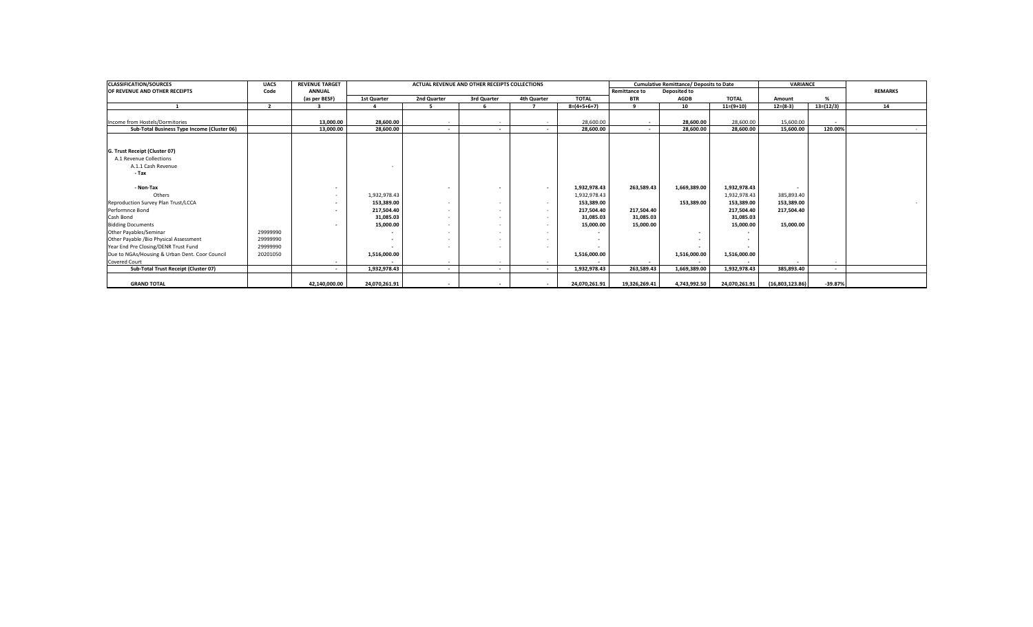| CLASSIFICATION/SOURCES OF REVENUE AND OTHER RECEIPTS | UACS Code | REVENUE TARGET ANNUAL (as per BESF) | ACTUAL REVENUE AND OTHER RECEIPTS COLLECTIONS | | | | | Cumulative Remittance/ Deposits to Date | | | VARIANCE | | REMARKS |
|---|---|---|---|---|---|---|---|---|---|---|---|---|---|
| | | | 1st Quarter | 2nd Quarter | 3rd Quarter | 4th Quarter | TOTAL | Remittance to BTR | Deposited to AGDB | TOTAL | Amount | % | |
| 1 | 2 | 3 | 4 | 5 | 6 | 7 | 8=(4+5+6+7) | 9 | 10 | 11=(9+10) | 12=(8-3) | 13=(12/3) | 14 |
| Income from Hostels/Dormitories | | 13,000.00 | 28,600.00 | - | - | - | 28,600.00 | - | 28,600.00 | 28,600.00 | 15,600.00 | - | |
| **Sub-Total Business Type Income (Cluster 06)** | | 13,000.00 | 28,600.00 | - | - | - | 28,600.00 | - | 28,600.00 | 28,600.00 | 15,600.00 | 120.00% | - |
| **G. Trust Receipt (Cluster 07)** | | | | | | | | | | | | | |
| A.1 Revenue Collections | | | | | | | | | | | | | |
| A.1.1 Cash Revenue | | | - | | | | | | | | | | |
| **- Tax** | | | | | | | | | | | | | |
| **- Non-Tax** | | - | | - | - | - | 1,932,978.43 | 263,589.43 | 1,669,389.00 | 1,932,978.43 | - | | |
| Others | | - | 1,932,978.43 | | | | 1,932,978.43 | | | 1,932,978.43 | 385,893.40 | | |
| Reproduction Survey Plan Trust/LCCA | | - | 153,389.00 | - | - | - | 153,389.00 | | 153,389.00 | 153,389.00 | 153,389.00 | | - |
| Performnce Bond | | - | 217,504.40 | - | - | - | 217,504.40 | 217,504.40 | | 217,504.40 | 217,504.40 | | |
| Cash Bond | | | 31,085.03 | - | - | - | 31,085.03 | 31,085.03 | | 31,085.03 | | | |
| Bidding Documents | | - | 15,000.00 | - | - | - | 15,000.00 | 15,000.00 | | 15,000.00 | 15,000.00 | | |
| Other Payables/Seminar | 29999990 | | - | - | - | - | - | | - | - | | | |
| Other Payable /Bio Physical Assessment | 29999990 | | - | - | - | - | - | | - | - | | | |
| Year End Pre Closing/DENR Trust Fund | 29999990 | | - | - | - | - | - | | - | - | | | |
| Due to NGAs/Housing & Urban Dent. Coor Council | 20201050 | | 1,516,000.00 | | | | 1,516,000.00 | | 1,516,000.00 | 1,516,000.00 | | | |
| Covered Court | | - | - | - | - | - | - | - | - | - | - | - | |
| **Sub-Total Trust Receipt (Cluster 07)** | | - | 1,932,978.43 | - | - | - | 1,932,978.43 | 263,589.43 | 1,669,389.00 | 1,932,978.43 | 385,893.40 | - | |
| **GRAND TOTAL** | | 42,140,000.00 | 24,070,261.91 | - | - | - | 24,070,261.91 | 19,326,269.41 | 4,743,992.50 | 24,070,261.91 | (16,803,123.86) | -39.87% | |